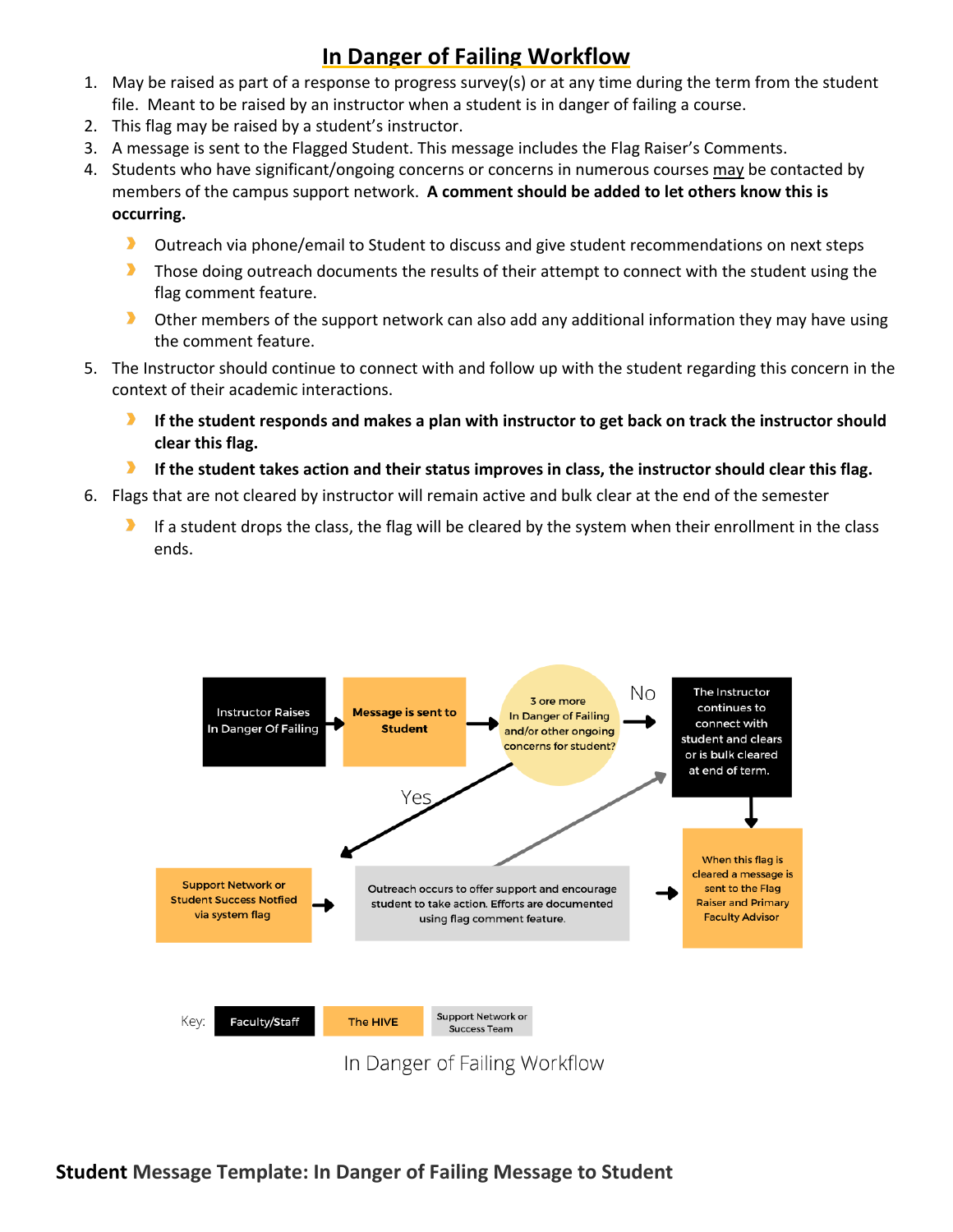# In Danger of Failing Workflow

1. May be raised as part of a response to progress survey(s) or at any time during the term from the student file. Meant to be raised by an instructor when a student is in danger of failing a course.
2. This flag may be raised by a student's instructor.
3. A message is sent to the Flagged Student. This message includes the Flag Raiser's Comments.
4. Students who have significant/ongoing concerns or concerns in numerous courses may be contacted by members of the campus support network. **A comment should be added to let others know this is occurring.**
   - Outreach via phone/email to Student to discuss and give student recommendations on next steps
   - Those doing outreach documents the results of their attempt to connect with the student using the flag comment feature.
   - Other members of the support network can also add any additional information they may have using the comment feature.
5. The Instructor should continue to connect with and follow up with the student regarding this concern in the context of their academic interactions.
   - **If the student responds and makes a plan with instructor to get back on track the instructor should clear this flag.**
   - **If the student takes action and their status improves in class, the instructor should clear this flag.**
6. Flags that are not cleared by instructor will remain active and bulk clear at the end of the semester
   - If a student drops the class, the flag will be cleared by the system when their enrollment in the class ends.

Instructor Raises In Danger Of Failing → Message is sent to Student → 3 ore more In Danger of Failing and/or other ongoing concerns for student?

No → The Instructor continues to connect with student and clears or is bulk cleared at end of term. → When this flag is cleared a message is sent to the Flag Raiser and Primary Faculty Advisor

Yes → Support Network or Student Success Notfied via system flag → Outreach occurs to offer support and encourage student to take action. Efforts are documented using flag comment feature. → When this flag is cleared a message is sent to the Flag Raiser and Primary Faculty Advisor

Key: Faculty/Staff | The HIVE | Support Network or Success Team

In Danger of Failing Workflow

## Student Message Template: In Danger of Failing Message to Student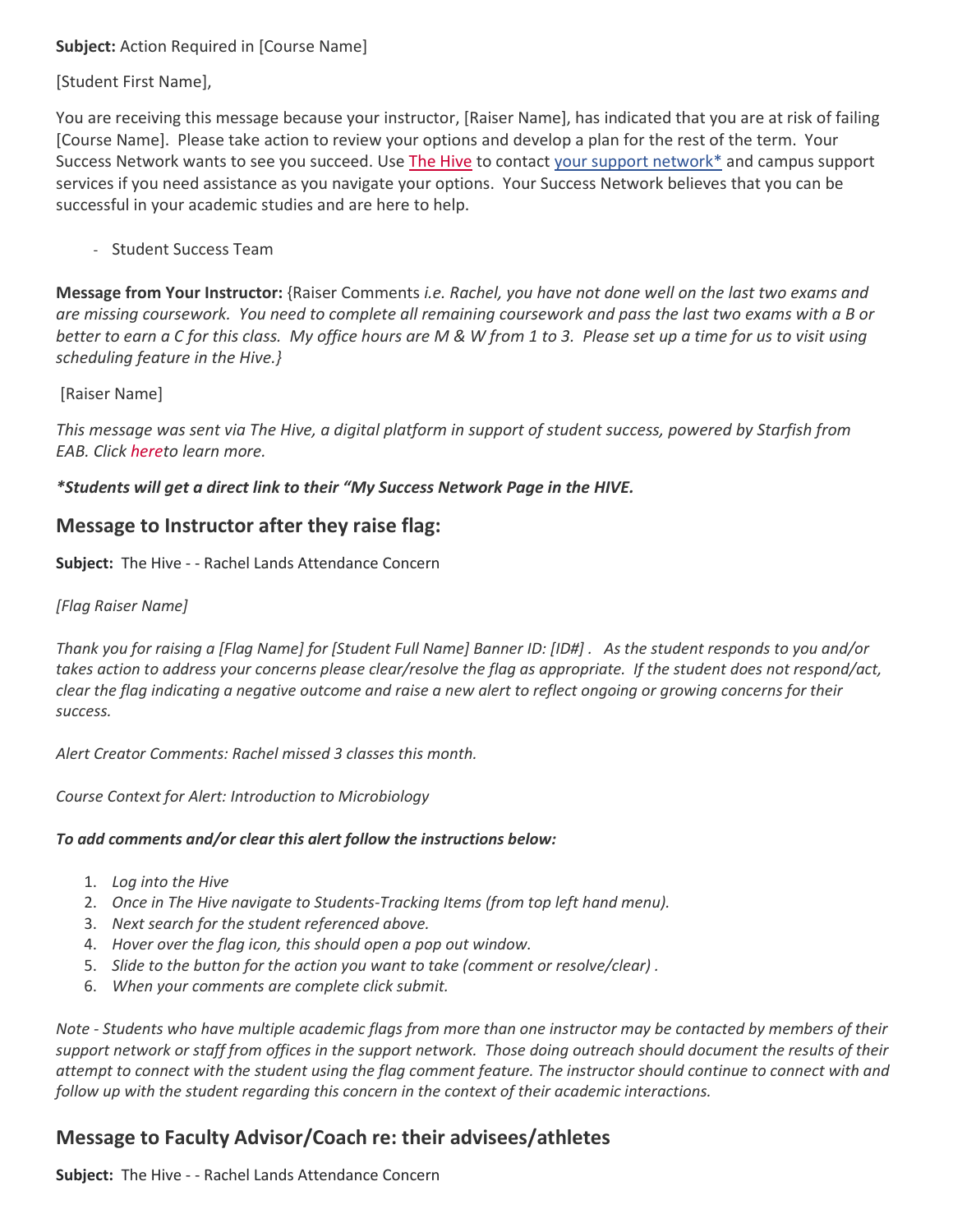**Subject:** Action Required in [Course Name]

[Student First Name],

You are receiving this message because your instructor, [Raiser Name], has indicated that you are at risk of failing [Course Name]. Please take action to review your options and develop a plan for the rest of the term. Your Success Network wants to see you succeed. Use The Hive to contact your support network* and campus support services if you need assistance as you navigate your options. Your Success Network believes that you can be successful in your academic studies and are here to help.

- Student Success Team

**Message from Your Instructor:** {Raiser Comments *i.e. Rachel, you have not done well on the last two exams and are missing coursework. You need to complete all remaining coursework and pass the last two exams with a B or better to earn a C for this class. My office hours are M & W from 1 to 3. Please set up a time for us to visit using scheduling feature in the Hive.}*

[Raiser Name]

*This message was sent via The Hive, a digital platform in support of student success, powered by Starfish from EAB. Click hereto learn more.*

***Students will get a direct link to their "My Success Network Page in the HIVE.**

## Message to Instructor after they raise flag:

**Subject:** The Hive - - Rachel Lands Attendance Concern

*[Flag Raiser Name]*

*Thank you for raising a [Flag Name] for [Student Full Name] Banner ID: [ID#] . As the student responds to you and/or takes action to address your concerns please clear/resolve the flag as appropriate. If the student does not respond/act, clear the flag indicating a negative outcome and raise a new alert to reflect ongoing or growing concerns for their success.*

*Alert Creator Comments: Rachel missed 3 classes this month.*

*Course Context for Alert: Introduction to Microbiology*

***To add comments and/or clear this alert follow the instructions below:***

1. *Log into the Hive*
2. *Once in The Hive navigate to Students-Tracking Items (from top left hand menu).*
3. *Next search for the student referenced above.*
4. *Hover over the flag icon, this should open a pop out window.*
5. *Slide to the button for the action you want to take (comment or resolve/clear) .*
6. *When your comments are complete click submit.*

*Note - Students who have multiple academic flags from more than one instructor may be contacted by members of their support network or staff from offices in the support network. Those doing outreach should document the results of their attempt to connect with the student using the flag comment feature. The instructor should continue to connect with and follow up with the student regarding this concern in the context of their academic interactions.*

## Message to Faculty Advisor/Coach re: their advisees/athletes

**Subject:** The Hive - - Rachel Lands Attendance Concern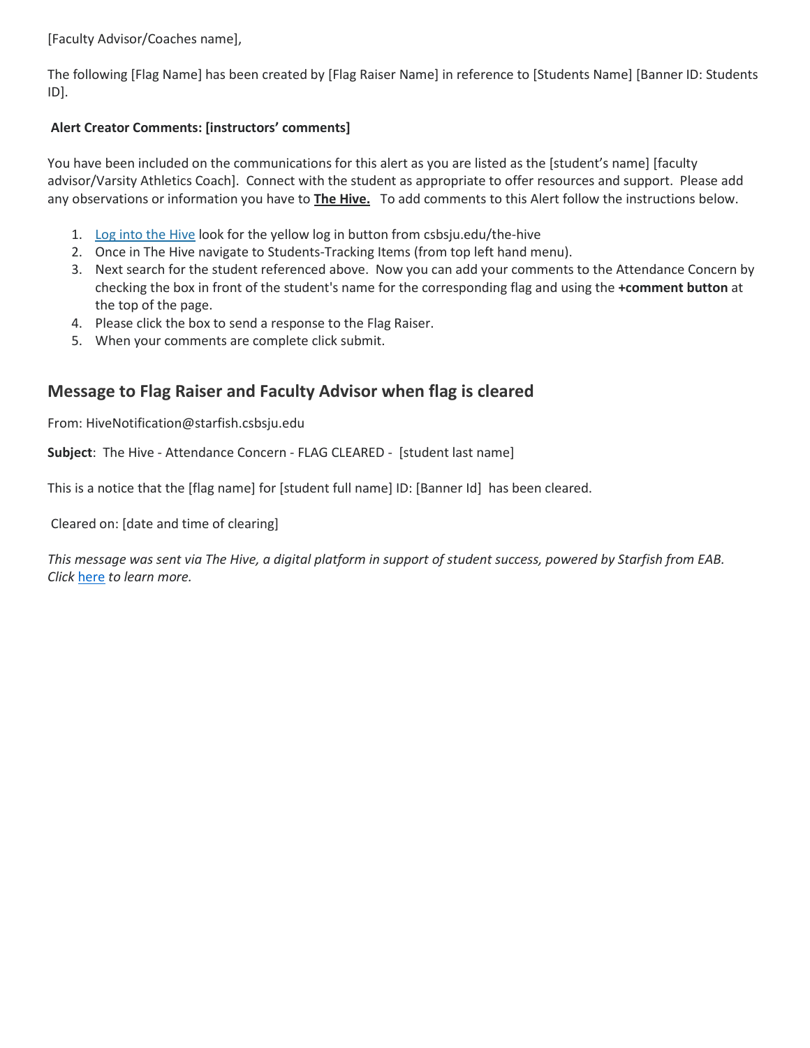[Faculty Advisor/Coaches name],

The following [Flag Name] has been created by [Flag Raiser Name] in reference to [Students Name] [Banner ID: Students ID].

**Alert Creator Comments: [instructors' comments]**

You have been included on the communications for this alert as you are listed as the [student's name] [faculty advisor/Varsity Athletics Coach]. Connect with the student as appropriate to offer resources and support. Please add any observations or information you have to **The Hive.** To add comments to this Alert follow the instructions below.

1. Log into the Hive look for the yellow log in button from csbsju.edu/the-hive
2. Once in The Hive navigate to Students-Tracking Items (from top left hand menu).
3. Next search for the student referenced above. Now you can add your comments to the Attendance Concern by checking the box in front of the student's name for the corresponding flag and using the **+comment button** at the top of the page.
4. Please click the box to send a response to the Flag Raiser.
5. When your comments are complete click submit.

## Message to Flag Raiser and Faculty Advisor when flag is cleared

From: HiveNotification@starfish.csbsju.edu

**Subject**: The Hive - Attendance Concern - FLAG CLEARED - [student last name]

This is a notice that the [flag name] for [student full name] ID: [Banner Id] has been cleared.

Cleared on: [date and time of clearing]

*This message was sent via The Hive, a digital platform in support of student success, powered by Starfish from EAB. Click here to learn more.*